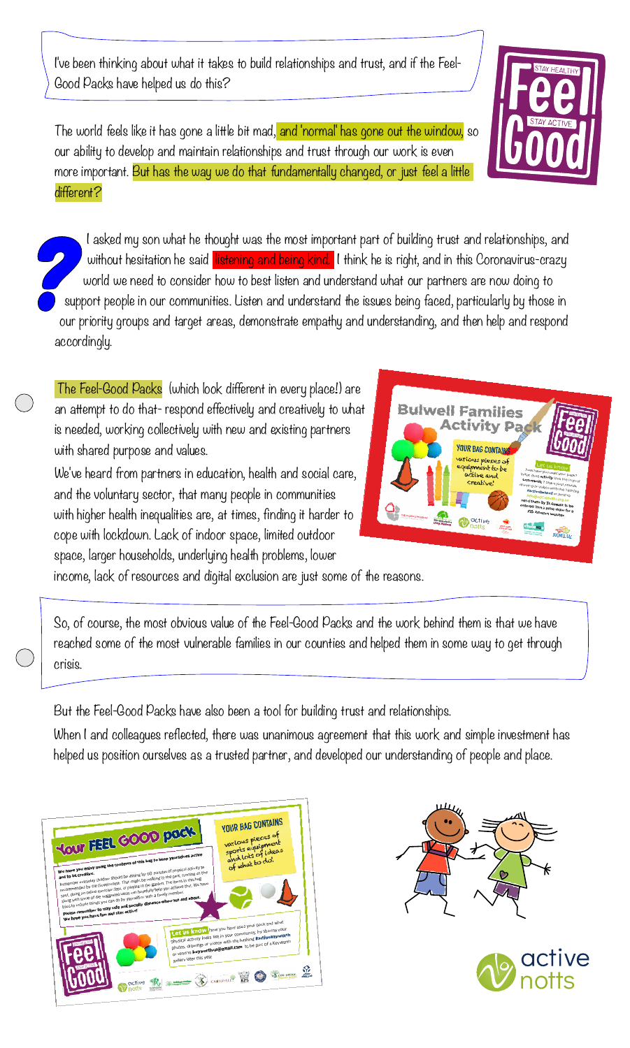I've been thinking about what it takes to build relationships and trust, and if the Feel-Good Packs have helped us do this?

The world feels like it has gone a little bit mad, and 'normal' has gone out the window, so our ability to develop and maintain relationships and trust through our work is even more important. But has the way we do that fundamentally changed, or just feel a little different?

I asked my son what he thought was the most important part of building trust and relationships, and without hesitation he said listening and being kind. I think he is right, and in this Coronavirus-crazy world we need to consider how to best listen and understand what our partners are now doing to support people in our communities. Listen and understand the issues being faced, particularly by those in our priority groups and target areas, demonstrate empathy and understanding, and then help and respond accordingly.

The Feel-Good Packs (which look different in every place!) are an attempt to do that- respond effectively and creatively to what is needed, working collectively with new and existing partners with shared purpose and values.

We've heard from partners in education, health and social care, and the voluntary sector, that many people in communities with higher health inequalities are, at times, finding it harder to cope with lockdown. Lack of indoor space, limited outdoor space, larger households, underlying health problems, lower income, lack of resources and digital exclusion are just some of the reasons.

So, of course, the most obvious value of the Feel-Good Packs and the work behind them is that we have reached some of the most vulnerable families in our counties and helped them in some way to get through crisis.

But the Feel-Good Packs have also been a tool for building trust and relationships.

When I and colleagues reflected, there was unanimous agreement that this work and simple investment has helped us position ourselves as a trusted partner, and developed our understanding of people and place.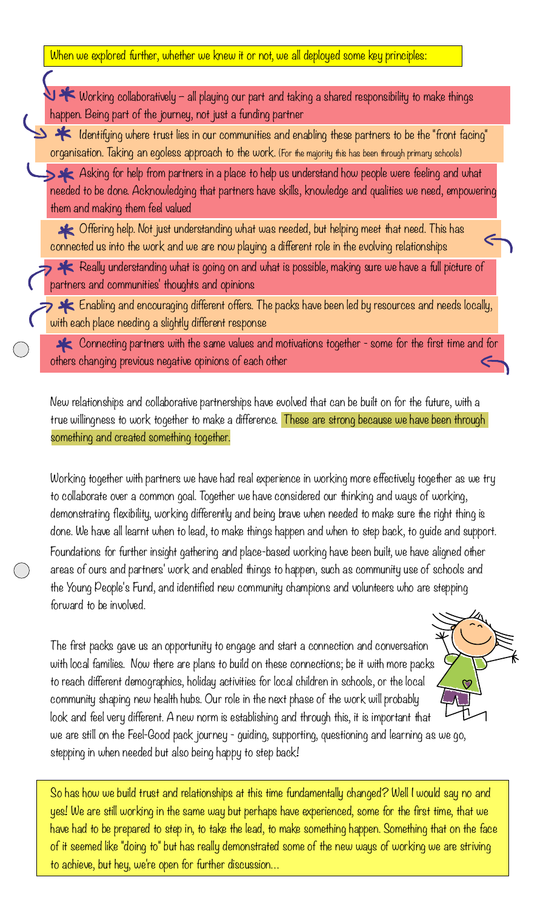When we explored further, whether we knew it or not, we all deployed some key principles:

- Working collaboratively – all playing our part and taking a shared responsibility to make things happen. Being part of the journey, not just a funding partner
- Identifying where trust lies in our communities and enabling these partners to be the "front facing" organisation. Taking an egoless approach to the work. (For the majority this has been through primary schools)
- Asking for help from partners in a place to help us understand how people were feeling and what needed to be done. Acknowledging that partners have skills, knowledge and qualities we need, empowering them and making them feel valued
- Offering help. Not just understanding what was needed, but helping meet that need. This has connected us into the work and we are now playing a different role in the evolving relationships
- Really understanding what is going on and what is possible, making sure we have a full picture of partners and communities' thoughts and opinions
- Enabling and encouraging different offers. The packs have been led by resources and needs locally, with each place needing a slightly different response
- Connecting partners with the same values and motivations together - some for the first time and for others changing previous negative opinions of each other

New relationships and collaborative partnerships have evolved that can be built on for the future, with a true willingness to work together to make a difference. These are strong because we have been through something and created something together.

Working together with partners we have had real experience in working more effectively together as we try to collaborate over a common goal. Together we have considered our thinking and ways of working, demonstrating flexibility, working differently and being brave when needed to make sure the right thing is done. We have all learnt when to lead, to make things happen and when to step back, to guide and support. Foundations for further insight gathering and place-based working have been built, we have aligned other areas of ours and partners' work and enabled things to happen, such as community use of schools and the Young People's Fund, and identified new community champions and volunteers who are stepping forward to be involved.

The first packs gave us an opportunity to engage and start a connection and conversation with local families. Now there are plans to build on these connections; be it with more packs to reach different demographics, holiday activities for local children in schools, or the local community shaping new health hubs. Our role in the next phase of the work will probably look and feel very different. A new norm is establishing and through this, it is important that we are still on the Feel-Good pack journey - guiding, supporting, questioning and learning as we go, stepping in when needed but also being happy to step back!

So has how we build trust and relationships at this time fundamentally changed? Well I would say no and yes! We are still working in the same way but perhaps have experienced, some for the first time, that we have had to be prepared to step in, to take the lead, to make something happen. Something that on the face of it seemed like "doing to" but has really demonstrated some of the new ways of working we are striving to achieve, but hey, we're open for further discussion...